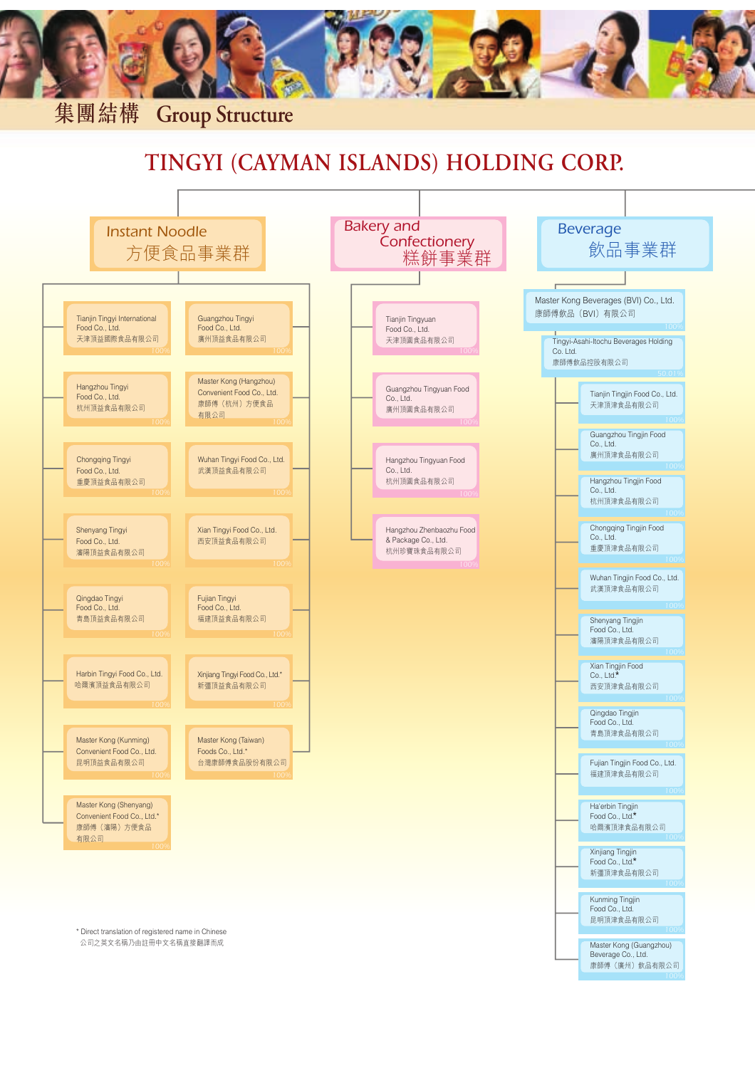# 集團結構 Group Structure

## TINGYI (CAYMAN ISLANDS) HOLDING CORP.

### Instant Noodle 方便食品事業群

- Tianjin Tingyi International Food Co., Ltd. 天津頂益國際食品有限公司 100%
- Guangzhou Tingyi Food Co., Ltd. 廣州頂益食品有限公司 100%
- Hangzhou Tingyi Food Co., Ltd. 杭州頂益食品有限公司 100%
- Master Kong (Hangzhou) Convenient Food Co., Ltd. 康師傅（杭州）方便食品有限公司 100%
- Chongqing Tingyi Food Co., Ltd. 重慶頂益食品有限公司 100%
- Wuhan Tingyi Food Co., Ltd. 武漢頂益食品有限公司 100%
- Shenyang Tingyi Food Co., Ltd. 瀋陽頂益食品有限公司 100%
- Xian Tingyi Food Co., Ltd. 西安頂益食品有限公司 100%
- Qingdao Tingyi Food Co., Ltd. 青島頂益食品有限公司 100%
- Fujian Tingyi Food Co., Ltd. 福建頂益食品有限公司 100%
- Harbin Tingyi Food Co., Ltd. 哈爾濱頂益食品有限公司 100%
- Xinjiang Tingyi Food Co., Ltd.* 新疆頂益食品有限公司 100%
- Master Kong (Kunming) Convenient Food Co., Ltd. 昆明頂益食品有限公司 100%
- Master Kong (Taiwan) Foods Co., Ltd.* 台灣康師傅食品股份有限公司 100%
- Master Kong (Shenyang) Convenient Food Co., Ltd.* 康師傅（瀋陽）方便食品有限公司 100%

### Bakery and Confectionery 糕餅事業群

- Tianjin Tingyuan Food Co., Ltd. 天津頂園食品有限公司 100%
- Guangzhou Tingyuan Food Co., Ltd. 廣州頂園食品有限公司 100%
- Hangzhou Tingyuan Food Co., Ltd. 杭州頂園食品有限公司 100%
- Hangzhou Zhenbaozhu Food & Package Co., Ltd. 杭州珍寶珠食品有限公司 100%

### Beverage 飲品事業群

- Master Kong Beverages (BVI) Co., Ltd. 康師傅飲品（BVI）有限公司 100%
  - Tingyi-Asahi-Itochu Beverages Holding Co. Ltd. 康師傅飲品控股有限公司 50.01%
    - Tianjin Tingjin Food Co., Ltd. 天津頂津食品有限公司 100%
    - Guangzhou Tingjin Food Co., Ltd. 廣州頂津食品有限公司 100%
    - Hangzhou Tingjin Food Co., Ltd. 杭州頂津食品有限公司 100%
    - Chongqing Tingjin Food Co., Ltd. 重慶頂津食品有限公司 100%
    - Wuhan Tingjin Food Co., Ltd. 武漢頂津食品有限公司 100%
    - Shenyang Tingjin Food Co., Ltd. 瀋陽頂津食品有限公司 100%
    - Xian Tingjin Food Co., Ltd* 西安頂津食品有限公司 100%
    - Qingdao Tingjin Food Co., Ltd. 青島頂津食品有限公司 100%
    - Fujian Tingjin Food Co., Ltd. 福建頂津食品有限公司 100%
    - Ha'erbin Tingjin Food Co., Ltd* 哈爾濱頂津食品有限公司 100%
    - Xinjiang Tingjin Food Co., Ltd* 新疆頂津食品有限公司 100%
    - Kunming Tingjin Food Co., Ltd. 昆明頂津食品有限公司 100%
    - Master Kong (Guangzhou) Beverage Co., Ltd. 康師傅（廣州）飲品有限公司 100%

\* Direct translation of registered name in Chinese
公司之英文名稱乃由註冊中文名稱直接翻譯而成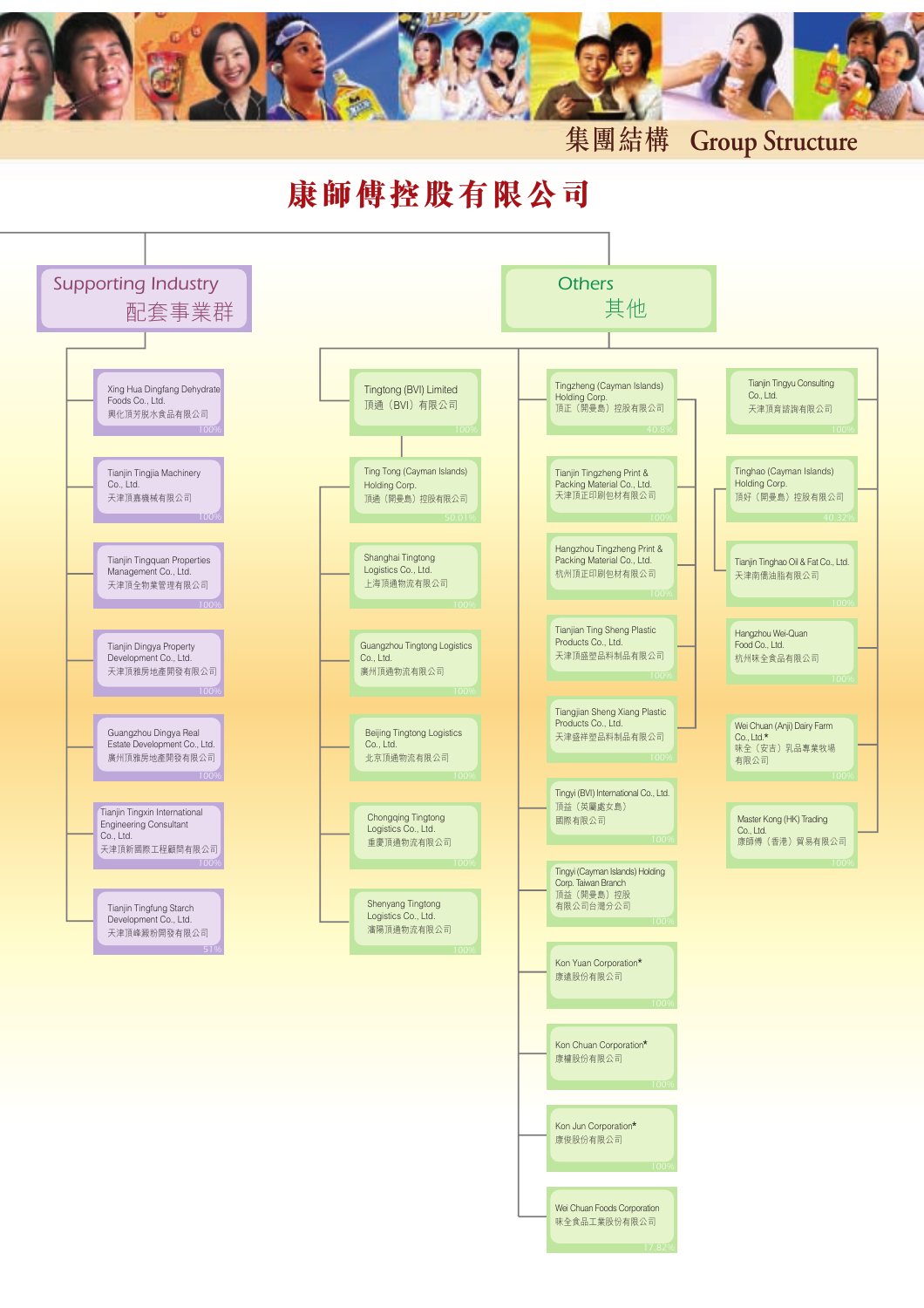# 集團結構 Group Structure

## 康師傅控股有限公司

### Supporting Industry 配套事業群

- Xing Hua Dingfang Dehydrate Foods Co., Ltd. 興化頂芳脫水食品有限公司 — 100%
- Tianjin Tingjia Machinery Co., Ltd. 天津頂嘉機械有限公司 — 100%
- Tianjin Tingquan Properties Management Co., Ltd. 天津頂全物業管理有限公司 — 100%
- Tianjin Dingya Property Development Co., Ltd. 天津頂雅房地產開發有限公司 — 100%
- Guangzhou Dingya Real Estate Development Co., Ltd. 廣州頂雅房地產開發有限公司 — 100%
- Tianjin Tingxin International Engineering Consultant Co., Ltd. 天津頂新國際工程顧問有限公司 — 100%
- Tianjin Tingfung Starch Development Co., Ltd. 天津頂峰澱粉開發有限公司 — 51%

### Others 其他

- Tingtong (BVI) Limited 頂通（BVI）有限公司 — 100%
  - Ting Tong (Cayman Islands) Holding Corp. 頂通（開曼島）控股有限公司 — 50.01%
    - Shanghai Tingtong Logistics Co., Ltd. 上海頂通物流有限公司 — 100%
    - Guangzhou Tingtong Logistics Co., Ltd. 廣州頂通物流有限公司 — 100%
    - Beijing Tingtong Logistics Co., Ltd. 北京頂通物流有限公司 — 100%
    - Chongqing Tingtong Logistics Co., Ltd. 重慶頂通物流有限公司 — 100%
    - Shenyang Tingtong Logistics Co., Ltd. 瀋陽頂通物流有限公司 — 100%
- Tingzheng (Cayman Islands) Holding Corp. 頂正（開曼島）控股有限公司 — 40.8%
  - Tianjin Tingzheng Print & Packing Material Co., Ltd. 天津頂正印刷包材有限公司 — 100%
  - Hangzhou Tingzheng Print & Packing Material Co., Ltd. 杭州頂正印刷包材有限公司 — 100%
  - Tianjian Ting Sheng Plastic Products Co., Ltd. 天津頂盛塑料制品有限公司 — 100%
  - Tiangjian Sheng Xiang Plastic Products Co., Ltd. 天津盛祥塑料制品有限公司 — 100%
- Tingyi (BVI) International Co., Ltd. 頂益（英屬處女島）國際有限公司 — 100%
- Tingyi (Cayman Islands) Holding Corp. Taiwan Branch 頂益（開曼島）控股有限公司台灣分公司 — 100%
- Kon Yuan Corporation* 康遠股份有限公司 — 100%
- Kon Chuan Corporation* 康權股份有限公司 — 100%
- Kon Jun Corporation* 康俊股份有限公司 — 100%
- Wei Chuan Foods Corporation 味全食品工業股份有限公司 — 17.82%
- Tianjin Tingyu Consulting Co., Ltd. 天津頂育諮詢有限公司 — 100%
- Tinghao (Cayman Islands) Holding Corp. 頂好（開曼島）控股有限公司 — 40.32%
  - Tianjin Tinghao Oil & Fat Co., Ltd. 天津南僑油脂有限公司 — 100%
- Hangzhou Wei-Quan Food Co., Ltd. 杭州味全食品有限公司 — 100%
- Wei Chuan (Anji) Dairy Farm Co., Ltd.* 味全（安吉）乳品專業牧場有限公司 — 100%
- Master Kong (HK) Trading Co., Ltd. 康師傅（香港）貿易有限公司 — 100%